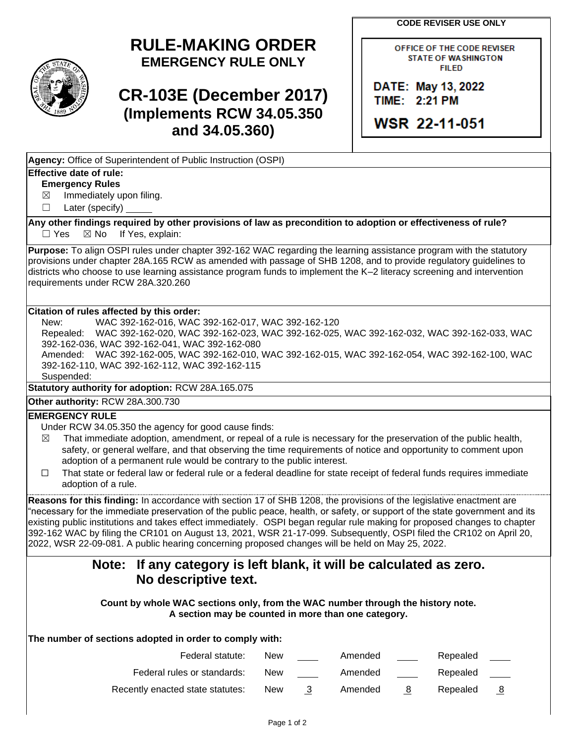# RULE-MAKING ORDER
## EMERGENCY RULE ONLY

# CR-103E (December 2017)
## (Implements RCW 34.05.350 and 34.05.360)

**CODE REVISER USE ONLY**

OFFICE OF THE CODE REVISER
STATE OF WASHINGTON
FILED

DATE: May 13, 2022
TIME: 2:21 PM

WSR 22-11-051

**Agency:** Office of Superintendent of Public Instruction (OSPI)

**Effective date of rule:**

**Emergency Rules**

☒ Immediately upon filing.

☐ Later (specify) _____

**Any other findings required by other provisions of law as precondition to adoption or effectiveness of rule?**
☐ Yes ☒ No If Yes, explain:

**Purpose:** To align OSPI rules under chapter 392-162 WAC regarding the learning assistance program with the statutory provisions under chapter 28A.165 RCW as amended with passage of SHB 1208, and to provide regulatory guidelines to districts who choose to use learning assistance program funds to implement the K–2 literacy screening and intervention requirements under RCW 28A.320.260

**Citation of rules affected by this order:**

New: WAC 392-162-016, WAC 392-162-017, WAC 392-162-120

Repealed: WAC 392-162-020, WAC 392-162-023, WAC 392-162-025, WAC 392-162-032, WAC 392-162-033, WAC 392-162-036, WAC 392-162-041, WAC 392-162-080

Amended: WAC 392-162-005, WAC 392-162-010, WAC 392-162-015, WAC 392-162-054, WAC 392-162-100, WAC 392-162-110, WAC 392-162-112, WAC 392-162-115

Suspended:

**Statutory authority for adoption:** RCW 28A.165.075

**Other authority:** RCW 28A.300.730

**EMERGENCY RULE**

Under RCW 34.05.350 the agency for good cause finds:

☒ That immediate adoption, amendment, or repeal of a rule is necessary for the preservation of the public health, safety, or general welfare, and that observing the time requirements of notice and opportunity to comment upon adoption of a permanent rule would be contrary to the public interest.

☐ That state or federal law or federal rule or a federal deadline for state receipt of federal funds requires immediate adoption of a rule.

**Reasons for this finding:** In accordance with section 17 of SHB 1208, the provisions of the legislative enactment are "necessary for the immediate preservation of the public peace, health, or safety, or support of the state government and its existing public institutions and takes effect immediately. OSPI began regular rule making for proposed changes to chapter 392-162 WAC by filing the CR101 on August 13, 2021, WSR 21-17-099. Subsequently, OSPI filed the CR102 on April 20, 2022, WSR 22-09-081. A public hearing concerning proposed changes will be held on May 25, 2022.

**Note: If any category is left blank, it will be calculated as zero. No descriptive text.**

**Count by whole WAC sections only, from the WAC number through the history note. A section may be counted in more than one category.**

**The number of sections adopted in order to comply with:**

| | | | | | | |
|---|---|---|---|---|---|---|
| Federal statute: | New | ____ | Amended | ____ | Repealed | ____ |
| Federal rules or standards: | New | ____ | Amended | ____ | Repealed | ____ |
| Recently enacted state statutes: | New | 3 | Amended | 8 | Repealed | 8 |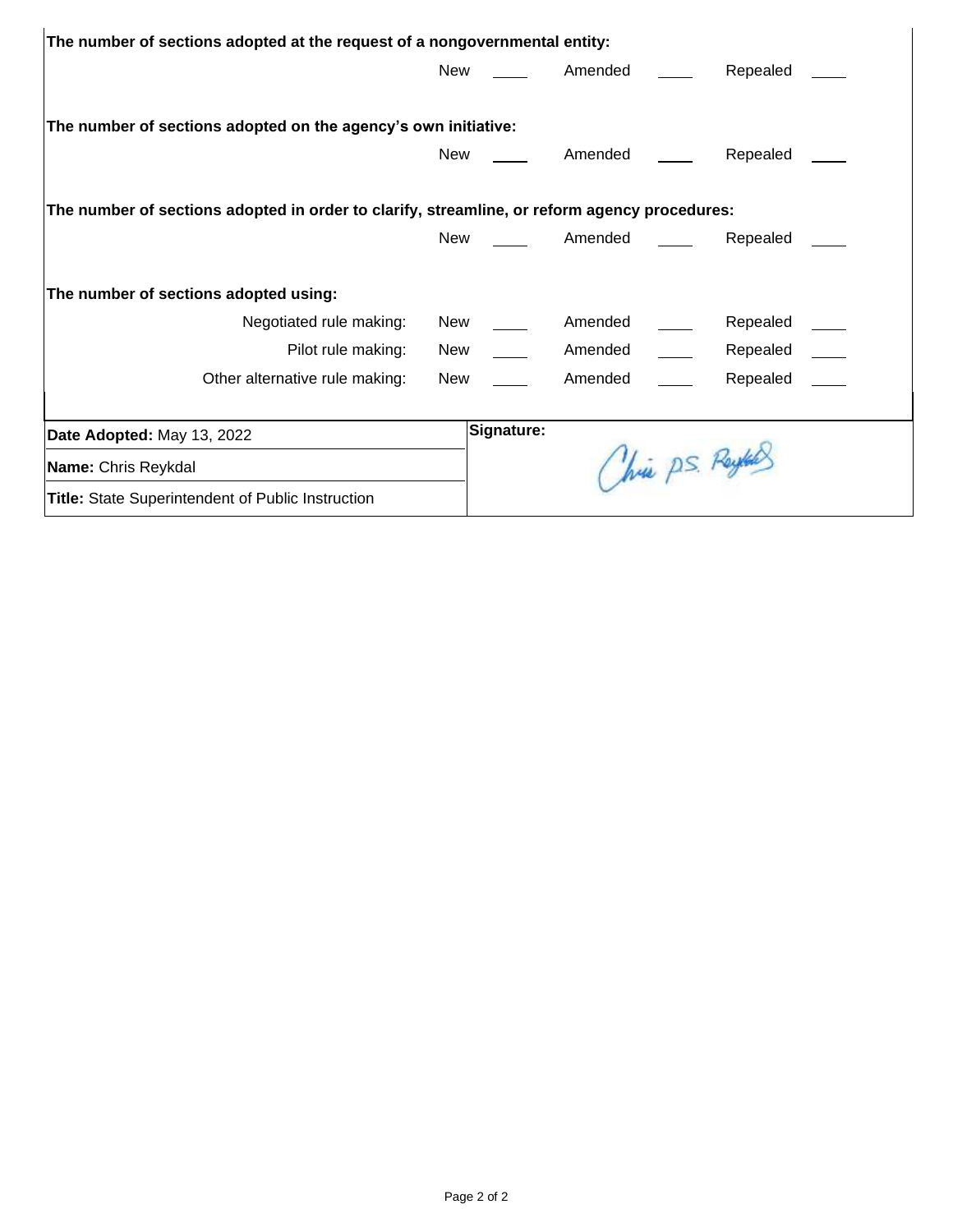**The number of sections adopted at the request of a nongovernmental entity:**

| | | | |
|---|---|---|---|
| | New ____ | Amended ____ | Repealed ____ |

**The number of sections adopted on the agency's own initiative:**

| | | | |
|---|---|---|---|
| | New ____ | Amended ____ | Repealed ____ |

**The number of sections adopted in order to clarify, streamline, or reform agency procedures:**

| | | | |
|---|---|---|---|
| | New ____ | Amended ____ | Repealed ____ |

**The number of sections adopted using:**

| | | | |
|---|---|---|---|
| Negotiated rule making: | New ____ | Amended ____ | Repealed ____ |
| Pilot rule making: | New ____ | Amended ____ | Repealed ____ |
| Other alternative rule making: | New ____ | Amended ____ | Repealed ____ |

| | |
|---|---|
| **Date Adopted:** May 13, 2022 | **Signature:** Chris P.S. Reykdal |
| **Name:** Chris Reykdal | |
| **Title:** State Superintendent of Public Instruction | |